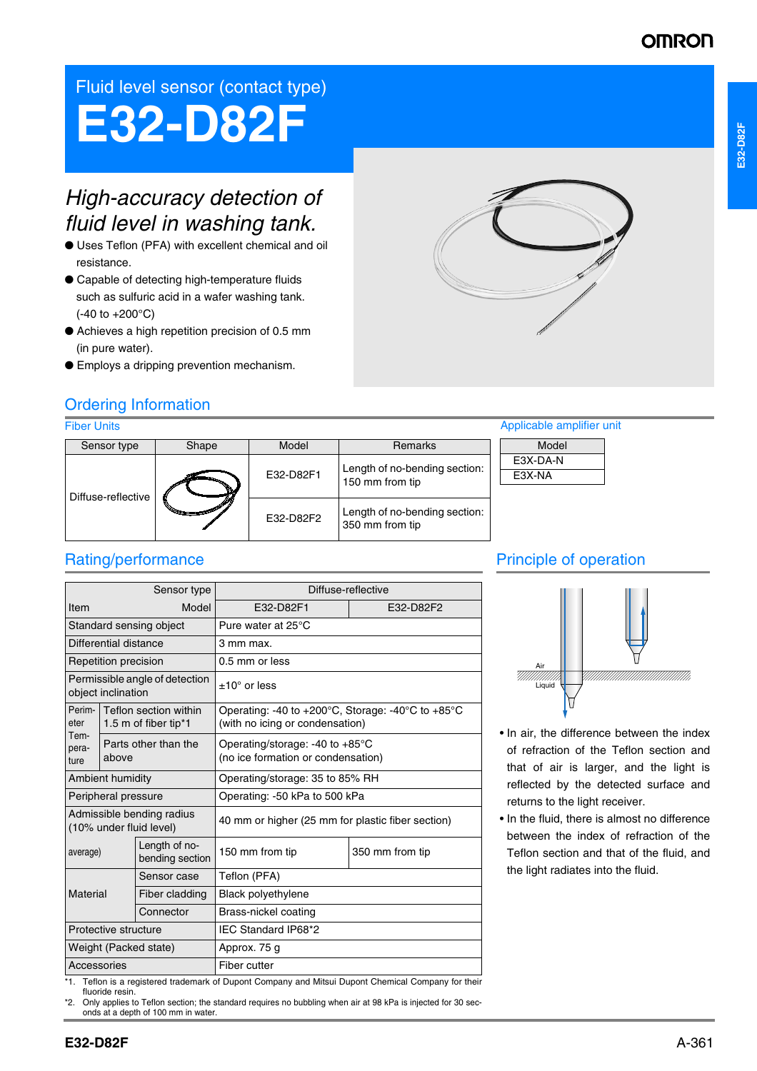Fluid level sensor (contact type)

# E32-D82F

## *High-accuracy detection of fluid level in washing tank.*

- Uses Teflon (PFA) with excellent chemical and oil resistance.
- Capable of detecting high-temperature fluids such as sulfuric acid in a wafer washing tank. (-40 to +200°C)
- Achieves a high repetition precision of 0.5 mm (in pure water).
- Employs a dripping prevention mechanism.

## Ordering Information

### Fiber Units

| Sensor type | Shape | Model | Remarks |
|---|---|---|---|
| Diffuse-reflective | | E32-D82F1 | Length of no-bending section: 150 mm from tip |
| | | E32-D82F2 | Length of no-bending section: 350 mm from tip |

### Applicable amplifier unit

| Model |
|---|
| E3X-DA-N |
| E3X-NA |

## Rating/performance

| Item | | Sensor type / Model | Diffuse-reflective: E32-D82F1 | Diffuse-reflective: E32-D82F2 |
|---|---|---|---|---|
| Standard sensing object | | | Pure water at 25°C | |
| Differential distance | | | 3 mm max. | |
| Repetition precision | | | 0.5 mm or less | |
| Permissible angle of detection object inclination | | | ±10° or less | |
| Perimeter Temperature | Teflon section within 1.5 m of fiber tip*1 | | Operating: -40 to +200°C, Storage: -40°C to +85°C (with no icing or condensation) | |
| | Parts other than the above | | Operating/storage: -40 to +85°C (no ice formation or condensation) | |
| Ambient humidity | | | Operating/storage: 35 to 85% RH | |
| Peripheral pressure | | | Operating: -50 kPa to 500 kPa | |
| Admissible bending radius (10% under fluid level) | | | 40 mm or higher (25 mm for plastic fiber section) | |
| average) | Length of no-bending section | | 150 mm from tip | 350 mm from tip |
| Material | Sensor case | | Teflon (PFA) | |
| | Fiber cladding | | Black polyethylene | |
| | Connector | | Brass-nickel coating | |
| Protective structure | | | IEC Standard IP68*2 | |
| Weight (Packed state) | | | Approx. 75 g | |
| Accessories | | | Fiber cutter | |

*1. Teflon is a registered trademark of Dupont Company and Mitsui Dupont Chemical Company for their fluoride resin.
*2. Only applies to Teflon section; the standard requires no bubbling when air at 98 kPa is injected for 30 seconds at a depth of 100 mm in water.

## Principle of operation

Air
Liquid

- In air, the difference between the index of refraction of the Teflon section and that of air is larger, and the light is reflected by the detected surface and returns to the light receiver.
- In the fluid, there is almost no difference between the index of refraction of the Teflon section and that of the fluid, and the light radiates into the fluid.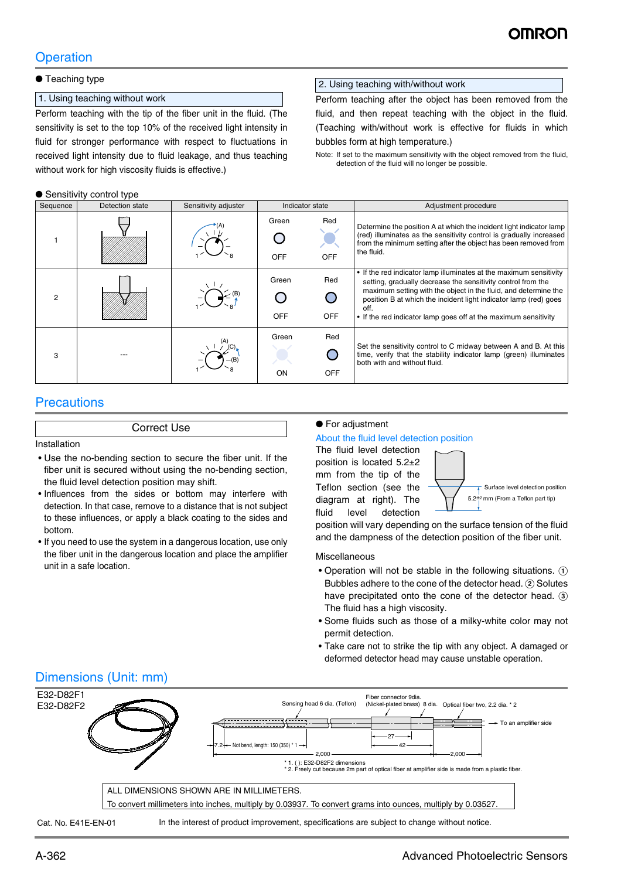## Operation

● Teaching type

**1. Using teaching without work**

Perform teaching with the tip of the fiber unit in the fluid. (The sensitivity is set to the top 10% of the received light intensity in fluid for stronger performance with respect to fluctuations in received light intensity due to fluid leakage, and thus teaching without work for high viscosity fluids is effective.)

**2. Using teaching with/without work**

Perform teaching after the object has been removed from the fluid, and then repeat teaching with the object in the fluid. (Teaching with/without work is effective for fluids in which bubbles form at high temperature.)

Note: If set to the maximum sensitivity with the object removed from the fluid, detection of the fluid will no longer be possible.

● Sensitivity control type

| Sequence | Detection state | Sensitivity adjuster | Indicator state | | Adjustment procedure |
|---|---|---|---|---|---|
| 1 | | (A) 1 8 | Green OFF | Red OFF | Determine the position A at which the incident light indicator lamp (red) illuminates as the sensitivity control is gradually increased from the minimum setting after the object has been removed from the fluid. |
| 2 | | (B) 1 8 | Green OFF | Red OFF | • If the red indicator lamp illuminates at the maximum sensitivity setting, gradually decrease the sensitivity control from the maximum setting with the object in the fluid, and determine the position B at which the incident light indicator lamp (red) goes off. • If the red indicator lamp goes off at the maximum sensitivity |
| 3 | --- | (A) (C) (B) 1 8 | Green ON | Red OFF | Set the sensitivity control to C midway between A and B. At this time, verify that the stability indicator lamp (green) illuminates both with and without fluid. |

## Precautions

### Correct Use

Installation

- Use the no-bending section to secure the fiber unit. If the fiber unit is secured without using the no-bending section, the fluid level detection position may shift.
- Influences from the sides or bottom may interfere with detection. In that case, remove to a distance that is not subject to these influences, or apply a black coating to the sides and bottom.
- If you need to use the system in a dangerous location, use only the fiber unit in the dangerous location and place the amplifier unit in a safe location.

● For adjustment

**About the fluid level detection position**

The fluid level detection position is located 5.2±2 mm from the tip of the Teflon section (see the diagram at right). The fluid level detection position will vary depending on the surface tension of the fluid and the dampness of the detection position of the fiber unit.

Surface level detection position
5.2±2 mm (From a Teflon part tip)

Miscellaneous

- Operation will not be stable in the following situations. ① Bubbles adhere to the cone of the detector head. ② Solutes have precipitated onto the cone of the detector head. ③ The fluid has a high viscosity.
- Some fluids such as those of a milky-white color may not permit detection.
- Take care not to strike the tip with any object. A damaged or deformed detector head may cause unstable operation.

## Dimensions (Unit: mm)

E32-D82F1
E32-D82F2

Sensing head 6 dia. (Teflon)
Fiber connector 9dia. (Nickel-plated brass) 8 dia.
Optical fiber two, 2.2 dia. * 2
To an amplifier side
7.2
Not bend, length: 150 (350) * 1
27
42
2,000
2,000

* 1. ( ): E32-D82F2 dimensions
* 2. Freely cut because 2m part of optical fiber at amplifier side is made from a plastic fiber.

ALL DIMENSIONS SHOWN ARE IN MILLIMETERS.
To convert millimeters into inches, multiply by 0.03937. To convert grams into ounces, multiply by 0.03527.

Cat. No. E41E-EN-01 In the interest of product improvement, specifications are subject to change without notice.